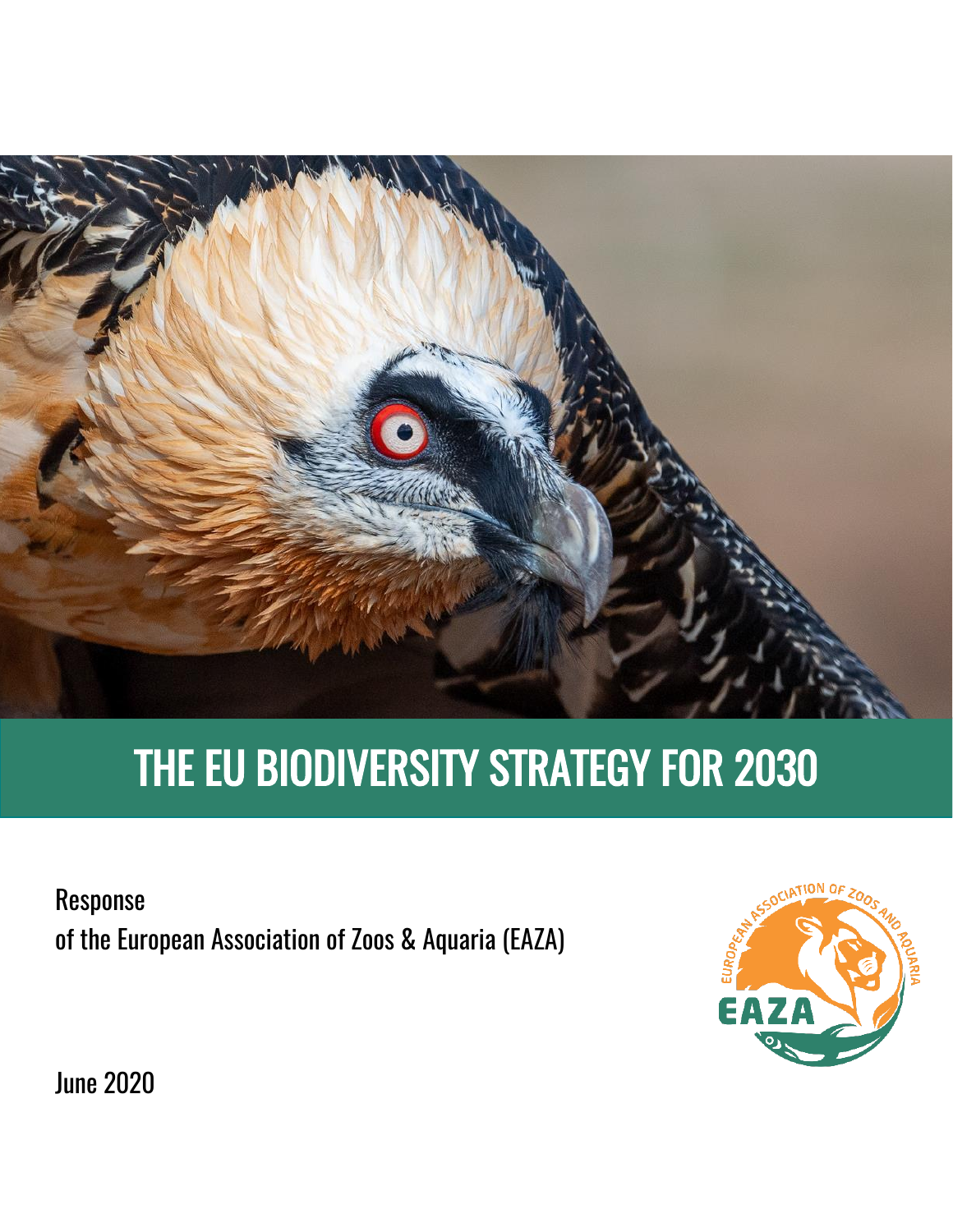# THE EU BIODIVERSITY STRATEGY FOR 2030

Response
of the European Association of Zoos & Aquaria (EAZA)

June 2020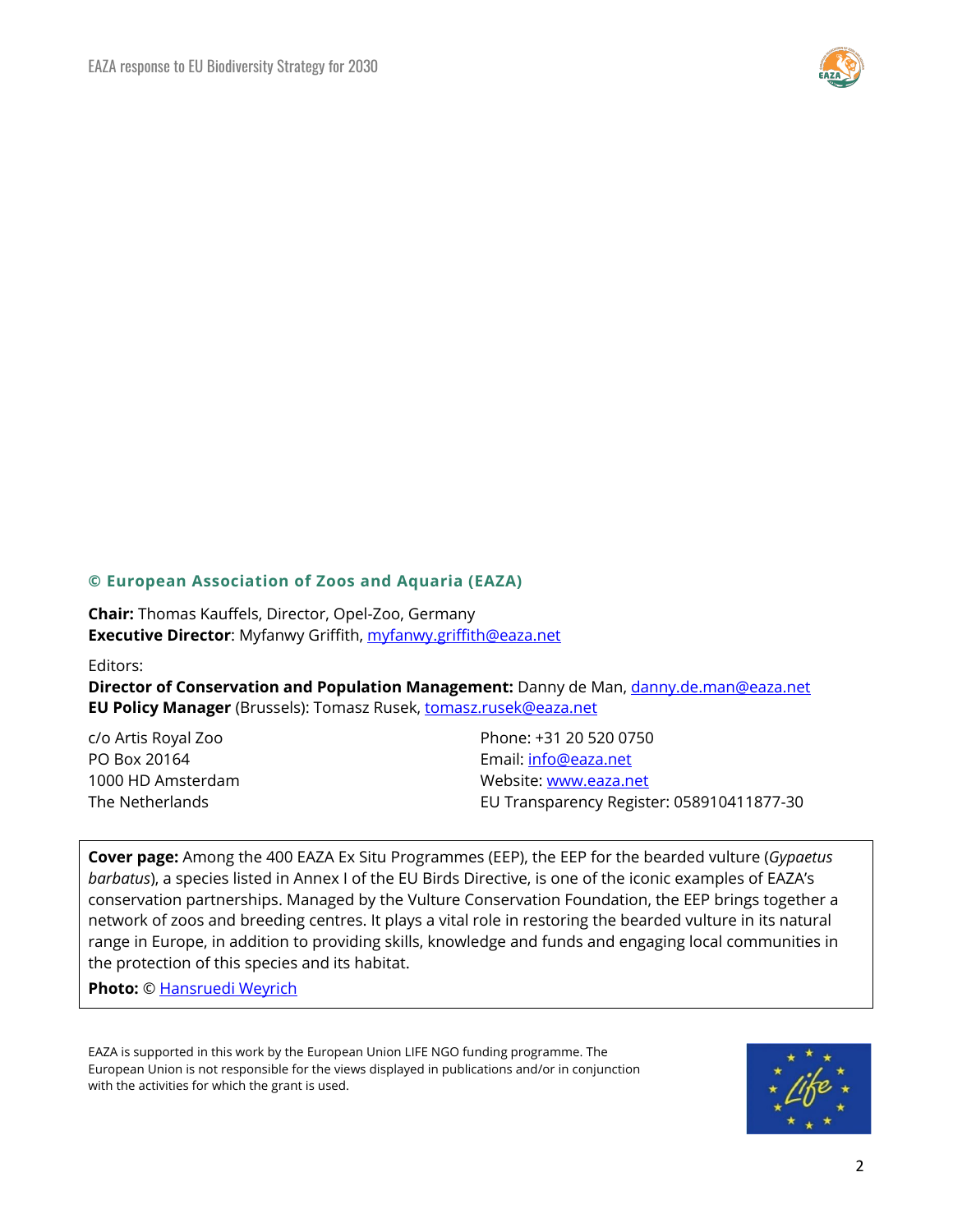**© European Association of Zoos and Aquaria (EAZA)**

**Chair:** Thomas Kauffels, Director, Opel-Zoo, Germany
**Executive Director**: Myfanwy Griffith, myfanwy.griffith@eaza.net

Editors:
**Director of Conservation and Population Management:** Danny de Man, danny.de.man@eaza.net
**EU Policy Manager** (Brussels): Tomasz Rusek, tomasz.rusek@eaza.net

c/o Artis Royal Zoo
PO Box 20164
1000 HD Amsterdam
The Netherlands

Phone: +31 20 520 0750
Email: info@eaza.net
Website: www.eaza.net
EU Transparency Register: 058910411877-30

**Cover page:** Among the 400 EAZA Ex Situ Programmes (EEP), the EEP for the bearded vulture (*Gypaetus barbatus*), a species listed in Annex I of the EU Birds Directive, is one of the iconic examples of EAZA's conservation partnerships. Managed by the Vulture Conservation Foundation, the EEP brings together a network of zoos and breeding centres. It plays a vital role in restoring the bearded vulture in its natural range in Europe, in addition to providing skills, knowledge and funds and engaging local communities in the protection of this species and its habitat.

**Photo:** © Hansruedi Weyrich

EAZA is supported in this work by the European Union LIFE NGO funding programme. The European Union is not responsible for the views displayed in publications and/or in conjunction with the activities for which the grant is used.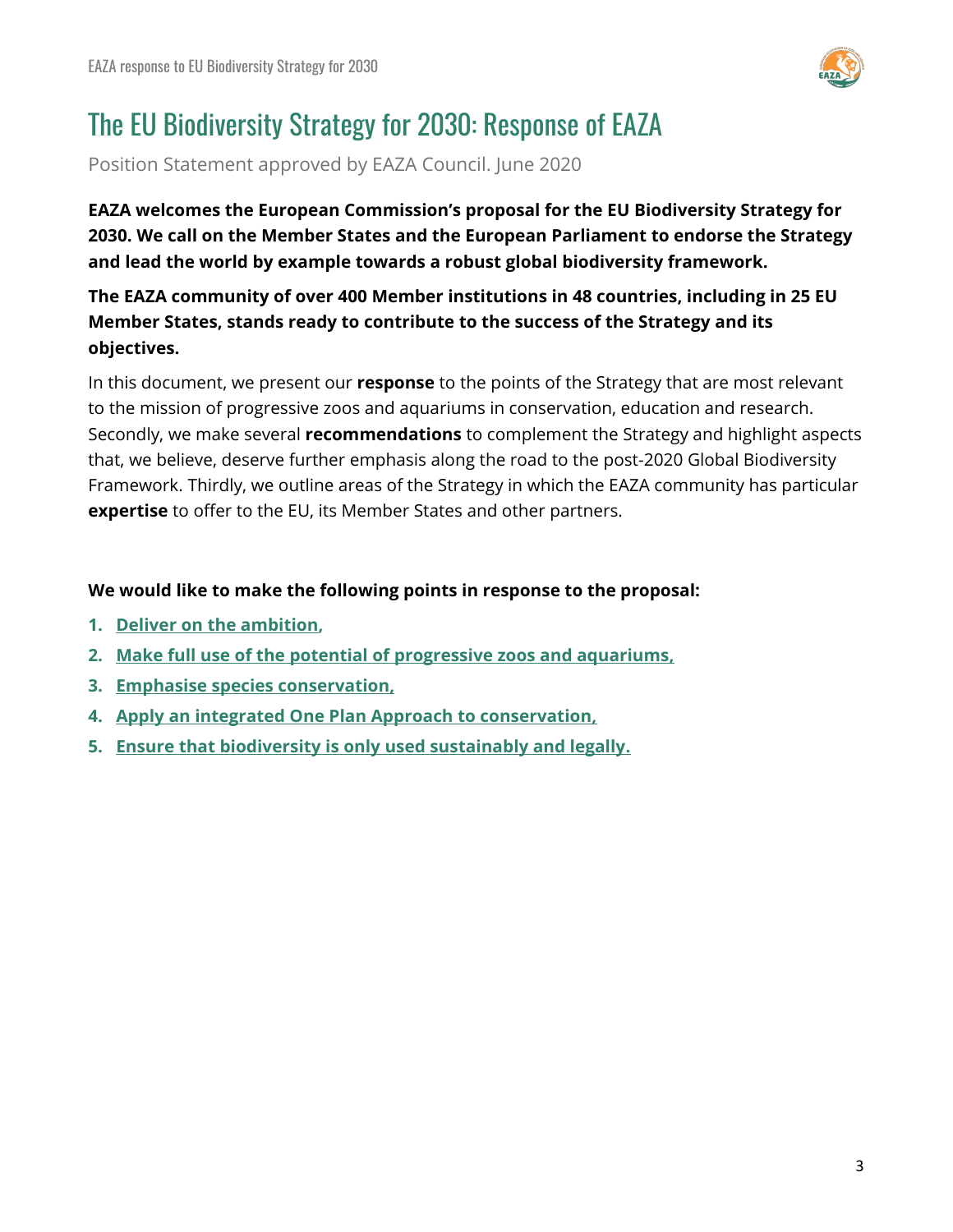# The EU Biodiversity Strategy for 2030: Response of EAZA

Position Statement approved by EAZA Council. June 2020

**EAZA welcomes the European Commission's proposal for the EU Biodiversity Strategy for 2030. We call on the Member States and the European Parliament to endorse the Strategy and lead the world by example towards a robust global biodiversity framework.**

**The EAZA community of over 400 Member institutions in 48 countries, including in 25 EU Member States, stands ready to contribute to the success of the Strategy and its objectives.**

In this document, we present our **response** to the points of the Strategy that are most relevant to the mission of progressive zoos and aquariums in conservation, education and research. Secondly, we make several **recommendations** to complement the Strategy and highlight aspects that, we believe, deserve further emphasis along the road to the post-2020 Global Biodiversity Framework. Thirdly, we outline areas of the Strategy in which the EAZA community has particular **expertise** to offer to the EU, its Member States and other partners.

**We would like to make the following points in response to the proposal:**

1. **Deliver on the ambition,**
2. **Make full use of the potential of progressive zoos and aquariums,**
3. **Emphasise species conservation,**
4. **Apply an integrated One Plan Approach to conservation,**
5. **Ensure that biodiversity is only used sustainably and legally.**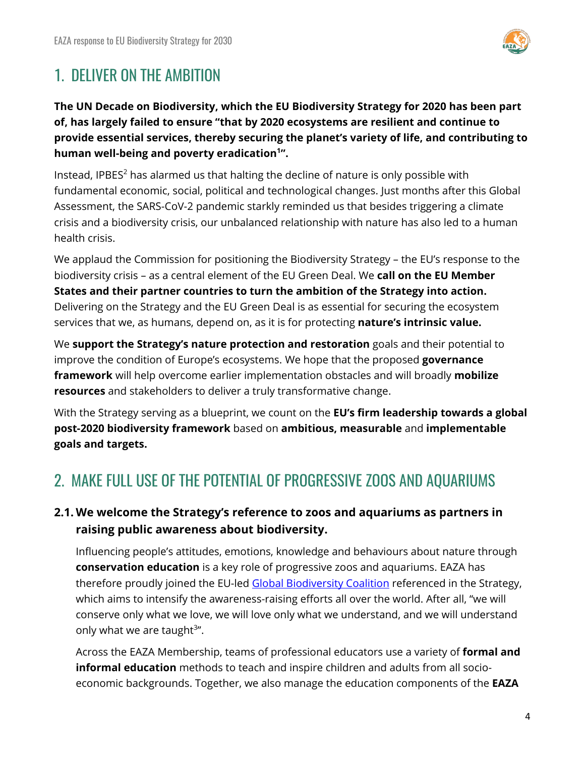# 1. DELIVER ON THE AMBITION

**The UN Decade on Biodiversity, which the EU Biodiversity Strategy for 2020 has been part of, has largely failed to ensure "that by 2020 ecosystems are resilient and continue to provide essential services, thereby securing the planet's variety of life, and contributing to human well-being and poverty eradication[1]".**

Instead, IPBES[2] has alarmed us that halting the decline of nature is only possible with fundamental economic, social, political and technological changes. Just months after this Global Assessment, the SARS-CoV-2 pandemic starkly reminded us that besides triggering a climate crisis and a biodiversity crisis, our unbalanced relationship with nature has also led to a human health crisis.

We applaud the Commission for positioning the Biodiversity Strategy – the EU's response to the biodiversity crisis – as a central element of the EU Green Deal. We **call on the EU Member States and their partner countries to turn the ambition of the Strategy into action.** Delivering on the Strategy and the EU Green Deal is as essential for securing the ecosystem services that we, as humans, depend on, as it is for protecting **nature's intrinsic value.**

We **support the Strategy's nature protection and restoration** goals and their potential to improve the condition of Europe's ecosystems. We hope that the proposed **governance framework** will help overcome earlier implementation obstacles and will broadly **mobilize resources** and stakeholders to deliver a truly transformative change.

With the Strategy serving as a blueprint, we count on the **EU's firm leadership towards a global post-2020 biodiversity framework** based on **ambitious, measurable** and **implementable goals and targets.**

# 2. MAKE FULL USE OF THE POTENTIAL OF PROGRESSIVE ZOOS AND AQUARIUMS

## 2.1. We welcome the Strategy's reference to zoos and aquariums as partners in raising public awareness about biodiversity.

Influencing people's attitudes, emotions, knowledge and behaviours about nature through **conservation education** is a key role of progressive zoos and aquariums. EAZA has therefore proudly joined the EU-led Global Biodiversity Coalition referenced in the Strategy, which aims to intensify the awareness-raising efforts all over the world. After all, "we will conserve only what we love, we will love only what we understand, and we will understand only what we are taught[3]".

Across the EAZA Membership, teams of professional educators use a variety of **formal and informal education** methods to teach and inspire children and adults from all socio-economic backgrounds. Together, we also manage the education components of the **EAZA**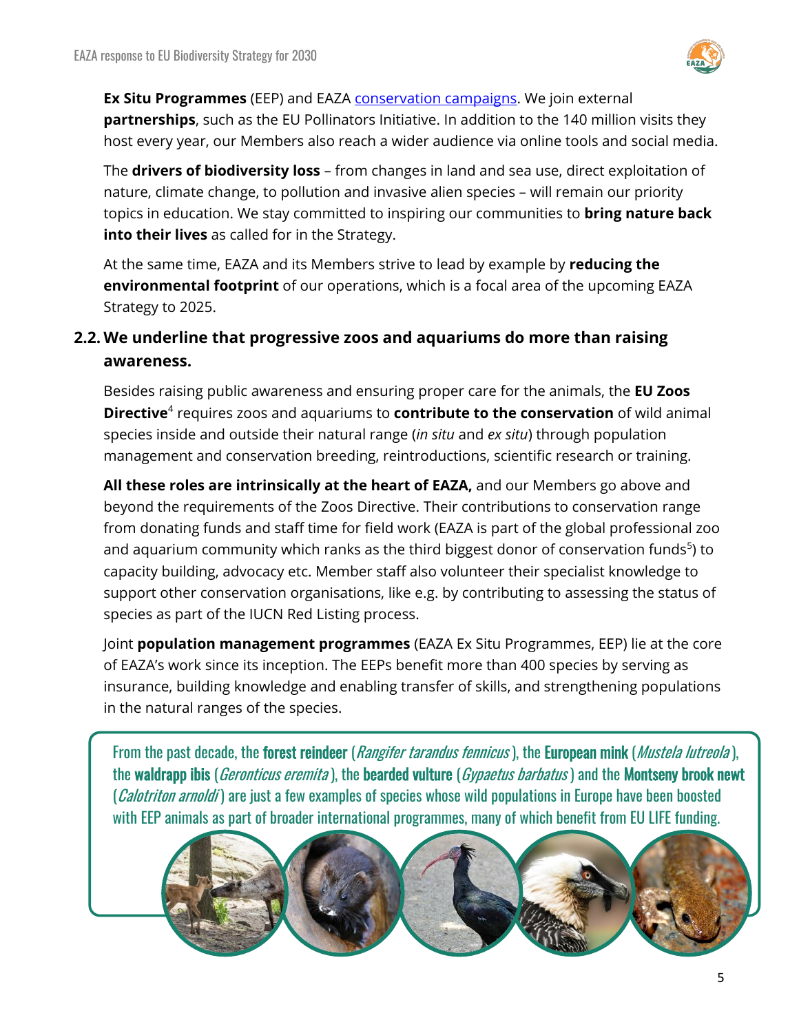**Ex Situ Programmes** (EEP) and EAZA conservation campaigns. We join external **partnerships**, such as the EU Pollinators Initiative. In addition to the 140 million visits they host every year, our Members also reach a wider audience via online tools and social media.

The **drivers of biodiversity loss** – from changes in land and sea use, direct exploitation of nature, climate change, to pollution and invasive alien species – will remain our priority topics in education. We stay committed to inspiring our communities to **bring nature back into their lives** as called for in the Strategy.

At the same time, EAZA and its Members strive to lead by example by **reducing the environmental footprint** of our operations, which is a focal area of the upcoming EAZA Strategy to 2025.

## 2.2. We underline that progressive zoos and aquariums do more than raising awareness.

Besides raising public awareness and ensuring proper care for the animals, the **EU Zoos Directive**[4] requires zoos and aquariums to **contribute to the conservation** of wild animal species inside and outside their natural range (*in situ* and *ex situ*) through population management and conservation breeding, reintroductions, scientific research or training.

**All these roles are intrinsically at the heart of EAZA,** and our Members go above and beyond the requirements of the Zoos Directive. Their contributions to conservation range from donating funds and staff time for field work (EAZA is part of the global professional zoo and aquarium community which ranks as the third biggest donor of conservation funds[5]) to capacity building, advocacy etc. Member staff also volunteer their specialist knowledge to support other conservation organisations, like e.g. by contributing to assessing the status of species as part of the IUCN Red Listing process.

Joint **population management programmes** (EAZA Ex Situ Programmes, EEP) lie at the core of EAZA's work since its inception. The EEPs benefit more than 400 species by serving as insurance, building knowledge and enabling transfer of skills, and strengthening populations in the natural ranges of the species.

From the past decade, the **forest reindeer** (*Rangifer tarandus fennicus*), the **European mink** (*Mustela lutreola*), the **waldrapp ibis** (*Geronticus eremita*), the **bearded vulture** (*Gypaetus barbatus*) and the **Montseny brook newt** (*Calotriton arnoldi*) are just a few examples of species whose wild populations in Europe have been boosted with EEP animals as part of broader international programmes, many of which benefit from EU LIFE funding.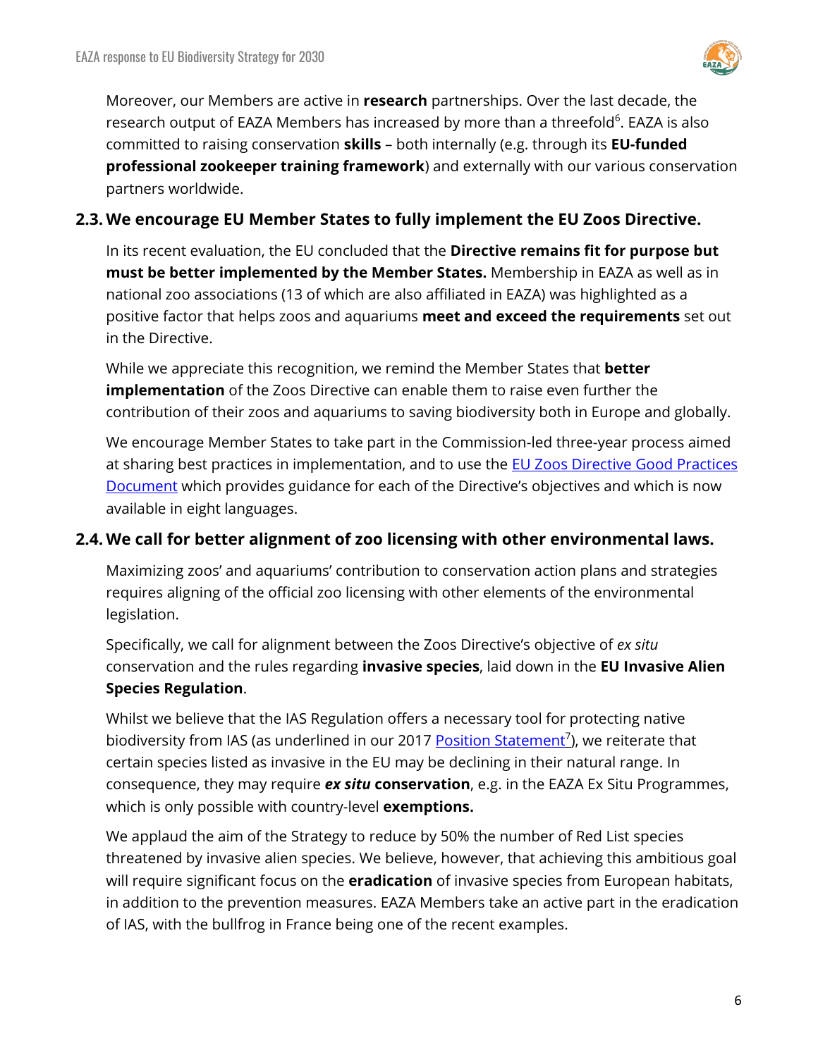Moreover, our Members are active in **research** partnerships. Over the last decade, the research output of EAZA Members has increased by more than a threefold[6]. EAZA is also committed to raising conservation **skills** – both internally (e.g. through its **EU-funded professional zookeeper training framework**) and externally with our various conservation partners worldwide.

### 2.3. We encourage EU Member States to fully implement the EU Zoos Directive.

In its recent evaluation, the EU concluded that the **Directive remains fit for purpose but must be better implemented by the Member States.** Membership in EAZA as well as in national zoo associations (13 of which are also affiliated in EAZA) was highlighted as a positive factor that helps zoos and aquariums **meet and exceed the requirements** set out in the Directive.

While we appreciate this recognition, we remind the Member States that **better implementation** of the Zoos Directive can enable them to raise even further the contribution of their zoos and aquariums to saving biodiversity both in Europe and globally.

We encourage Member States to take part in the Commission-led three-year process aimed at sharing best practices in implementation, and to use the EU Zoos Directive Good Practices Document which provides guidance for each of the Directive's objectives and which is now available in eight languages.

### 2.4. We call for better alignment of zoo licensing with other environmental laws.

Maximizing zoos' and aquariums' contribution to conservation action plans and strategies requires aligning of the official zoo licensing with other elements of the environmental legislation.

Specifically, we call for alignment between the Zoos Directive's objective of *ex situ* conservation and the rules regarding **invasive species**, laid down in the **EU Invasive Alien Species Regulation**.

Whilst we believe that the IAS Regulation offers a necessary tool for protecting native biodiversity from IAS (as underlined in our 2017 Position Statement[7]), we reiterate that certain species listed as invasive in the EU may be declining in their natural range. In consequence, they may require ***ex situ* conservation**, e.g. in the EAZA Ex Situ Programmes, which is only possible with country-level **exemptions.**

We applaud the aim of the Strategy to reduce by 50% the number of Red List species threatened by invasive alien species. We believe, however, that achieving this ambitious goal will require significant focus on the **eradication** of invasive species from European habitats, in addition to the prevention measures. EAZA Members take an active part in the eradication of IAS, with the bullfrog in France being one of the recent examples.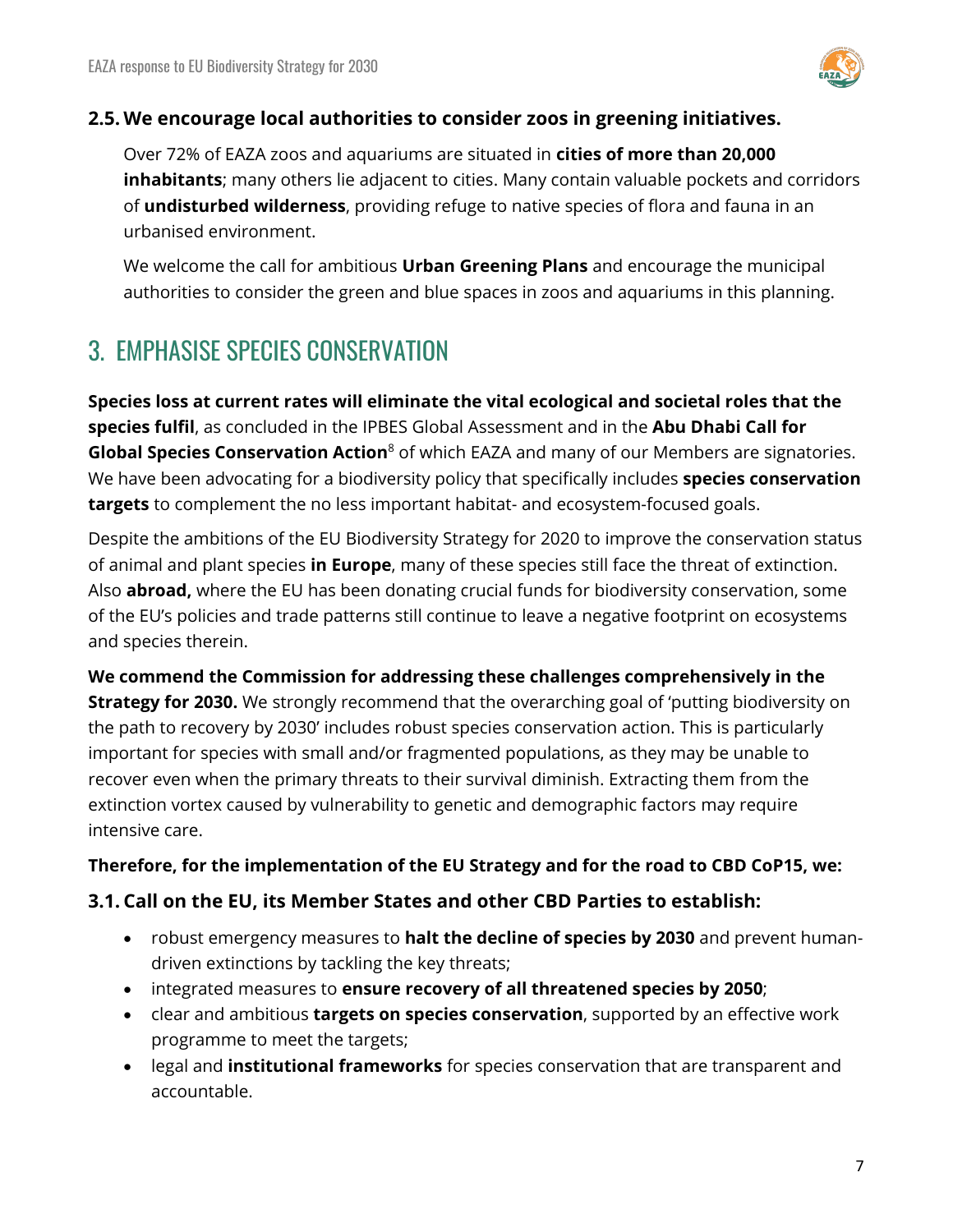### 2.5. We encourage local authorities to consider zoos in greening initiatives.

Over 72% of EAZA zoos and aquariums are situated in **cities of more than 20,000 inhabitants**; many others lie adjacent to cities. Many contain valuable pockets and corridors of **undisturbed wilderness**, providing refuge to native species of flora and fauna in an urbanised environment.

We welcome the call for ambitious **Urban Greening Plans** and encourage the municipal authorities to consider the green and blue spaces in zoos and aquariums in this planning.

## 3. EMPHASISE SPECIES CONSERVATION

**Species loss at current rates will eliminate the vital ecological and societal roles that the species fulfil**, as concluded in the IPBES Global Assessment and in the **Abu Dhabi Call for Global Species Conservation Action**[8] of which EAZA and many of our Members are signatories. We have been advocating for a biodiversity policy that specifically includes **species conservation targets** to complement the no less important habitat- and ecosystem-focused goals.

Despite the ambitions of the EU Biodiversity Strategy for 2020 to improve the conservation status of animal and plant species **in Europe**, many of these species still face the threat of extinction. Also **abroad,** where the EU has been donating crucial funds for biodiversity conservation, some of the EU's policies and trade patterns still continue to leave a negative footprint on ecosystems and species therein.

**We commend the Commission for addressing these challenges comprehensively in the Strategy for 2030.** We strongly recommend that the overarching goal of 'putting biodiversity on the path to recovery by 2030' includes robust species conservation action. This is particularly important for species with small and/or fragmented populations, as they may be unable to recover even when the primary threats to their survival diminish. Extracting them from the extinction vortex caused by vulnerability to genetic and demographic factors may require intensive care.

**Therefore, for the implementation of the EU Strategy and for the road to CBD CoP15, we:**

### 3.1. Call on the EU, its Member States and other CBD Parties to establish:

- robust emergency measures to **halt the decline of species by 2030** and prevent human-driven extinctions by tackling the key threats;
- integrated measures to **ensure recovery of all threatened species by 2050**;
- clear and ambitious **targets on species conservation**, supported by an effective work programme to meet the targets;
- legal and **institutional frameworks** for species conservation that are transparent and accountable.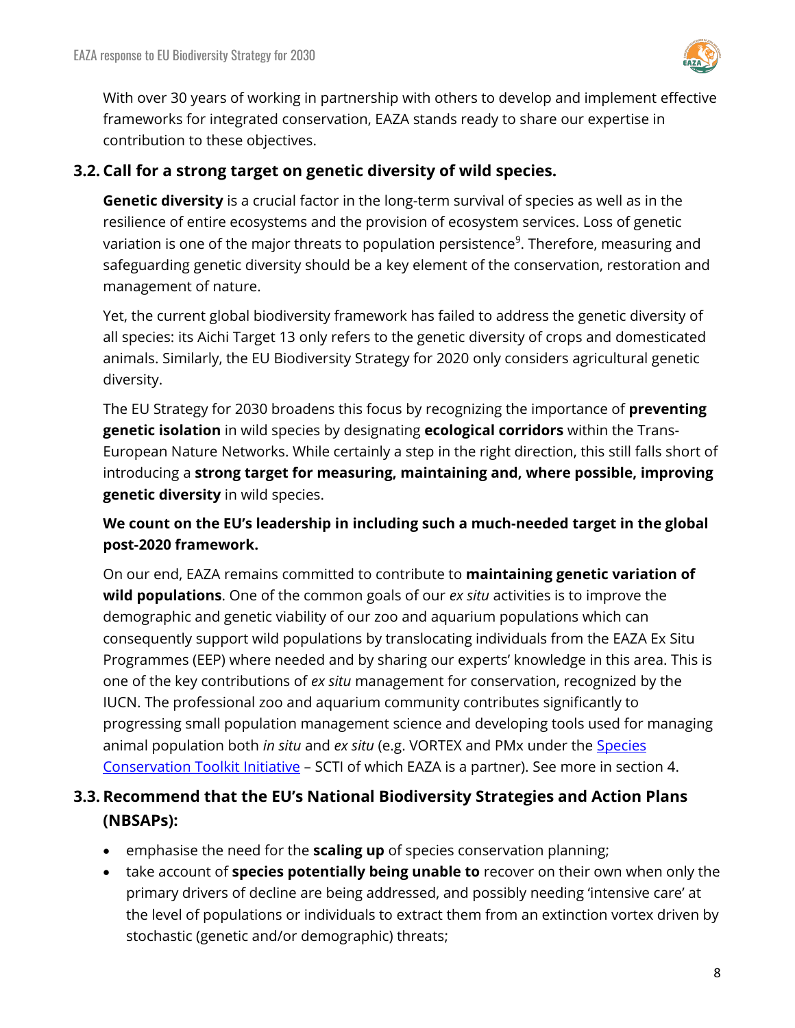With over 30 years of working in partnership with others to develop and implement effective frameworks for integrated conservation, EAZA stands ready to share our expertise in contribution to these objectives.

### 3.2. Call for a strong target on genetic diversity of wild species.

**Genetic diversity** is a crucial factor in the long-term survival of species as well as in the resilience of entire ecosystems and the provision of ecosystem services. Loss of genetic variation is one of the major threats to population persistence[9]. Therefore, measuring and safeguarding genetic diversity should be a key element of the conservation, restoration and management of nature.

Yet, the current global biodiversity framework has failed to address the genetic diversity of all species: its Aichi Target 13 only refers to the genetic diversity of crops and domesticated animals. Similarly, the EU Biodiversity Strategy for 2020 only considers agricultural genetic diversity.

The EU Strategy for 2030 broadens this focus by recognizing the importance of **preventing genetic isolation** in wild species by designating **ecological corridors** within the Trans-European Nature Networks. While certainly a step in the right direction, this still falls short of introducing a **strong target for measuring, maintaining and, where possible, improving genetic diversity** in wild species.

**We count on the EU's leadership in including such a much-needed target in the global post-2020 framework.**

On our end, EAZA remains committed to contribute to **maintaining genetic variation of wild populations**. One of the common goals of our *ex situ* activities is to improve the demographic and genetic viability of our zoo and aquarium populations which can consequently support wild populations by translocating individuals from the EAZA Ex Situ Programmes (EEP) where needed and by sharing our experts' knowledge in this area. This is one of the key contributions of *ex situ* management for conservation, recognized by the IUCN. The professional zoo and aquarium community contributes significantly to progressing small population management science and developing tools used for managing animal population both *in situ* and *ex situ* (e.g. VORTEX and PMx under the Species Conservation Toolkit Initiative – SCTI of which EAZA is a partner). See more in section 4.

### 3.3. Recommend that the EU's National Biodiversity Strategies and Action Plans (NBSAPs):

- emphasise the need for the **scaling up** of species conservation planning;
- take account of **species potentially being unable to** recover on their own when only the primary drivers of decline are being addressed, and possibly needing 'intensive care' at the level of populations or individuals to extract them from an extinction vortex driven by stochastic (genetic and/or demographic) threats;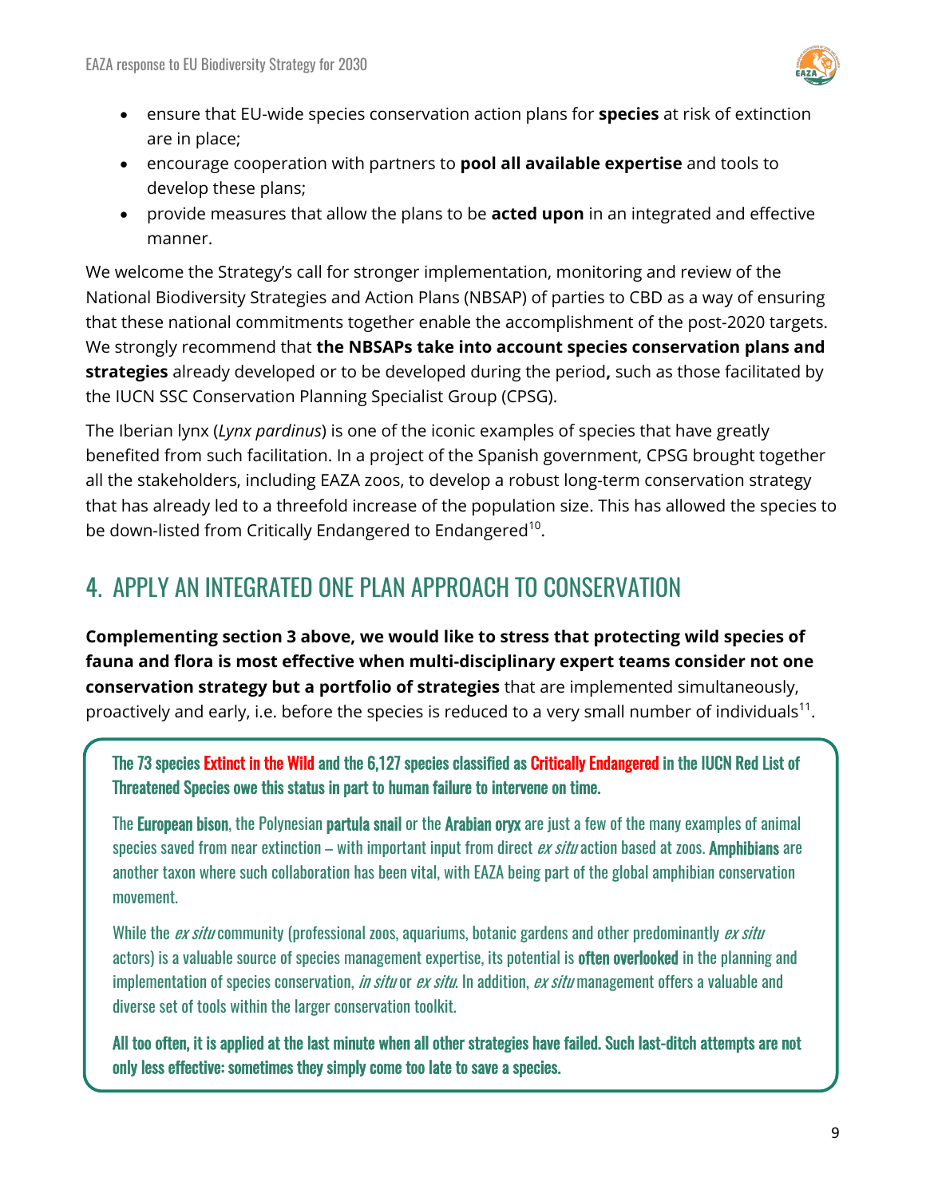- ensure that EU-wide species conservation action plans for **species** at risk of extinction are in place;
- encourage cooperation with partners to **pool all available expertise** and tools to develop these plans;
- provide measures that allow the plans to be **acted upon** in an integrated and effective manner.

We welcome the Strategy's call for stronger implementation, monitoring and review of the National Biodiversity Strategies and Action Plans (NBSAP) of parties to CBD as a way of ensuring that these national commitments together enable the accomplishment of the post-2020 targets. We strongly recommend that **the NBSAPs take into account species conservation plans and strategies** already developed or to be developed during the period**,** such as those facilitated by the IUCN SSC Conservation Planning Specialist Group (CPSG).

The Iberian lynx (*Lynx pardinus*) is one of the iconic examples of species that have greatly benefited from such facilitation. In a project of the Spanish government, CPSG brought together all the stakeholders, including EAZA zoos, to develop a robust long-term conservation strategy that has already led to a threefold increase of the population size. This has allowed the species to be down-listed from Critically Endangered to Endangered[10].

## 4. APPLY AN INTEGRATED ONE PLAN APPROACH TO CONSERVATION

**Complementing section 3 above, we would like to stress that protecting wild species of fauna and flora is most effective when multi-disciplinary expert teams consider not one conservation strategy but a portfolio of strategies** that are implemented simultaneously, proactively and early, i.e. before the species is reduced to a very small number of individuals[11].

**The 73 species Extinct in the Wild and the 6,127 species classified as Critically Endangered in the IUCN Red List of Threatened Species owe this status in part to human failure to intervene on time.**

The **European bison**, the Polynesian **partula snail** or the **Arabian oryx** are just a few of the many examples of animal species saved from near extinction – with important input from direct *ex situ* action based at zoos. **Amphibians** are another taxon where such collaboration has been vital, with EAZA being part of the global amphibian conservation movement.

While the *ex situ* community (professional zoos, aquariums, botanic gardens and other predominantly *ex situ* actors) is a valuable source of species management expertise, its potential is **often overlooked** in the planning and implementation of species conservation, *in situ* or *ex situ*. In addition, *ex situ* management offers a valuable and diverse set of tools within the larger conservation toolkit.

**All too often, it is applied at the last minute when all other strategies have failed. Such last-ditch attempts are not only less effective: sometimes they simply come too late to save a species.**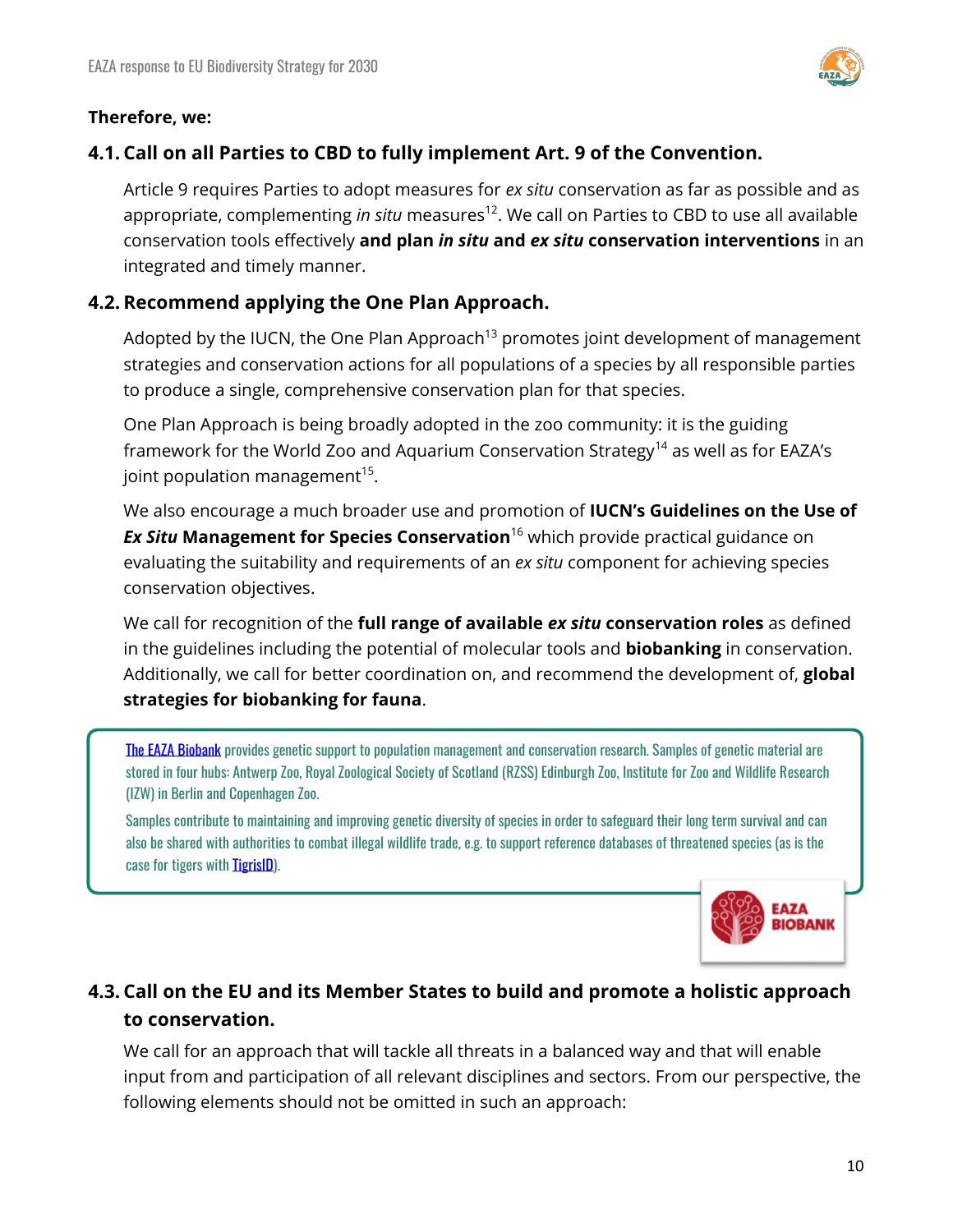**Therefore, we:**

## 4.1. Call on all Parties to CBD to fully implement Art. 9 of the Convention.

Article 9 requires Parties to adopt measures for *ex situ* conservation as far as possible and as appropriate, complementing *in situ* measures[12]. We call on Parties to CBD to use all available conservation tools effectively **and plan *in situ* and *ex situ* conservation interventions** in an integrated and timely manner.

## 4.2. Recommend applying the One Plan Approach.

Adopted by the IUCN, the One Plan Approach[13] promotes joint development of management strategies and conservation actions for all populations of a species by all responsible parties to produce a single, comprehensive conservation plan for that species.

One Plan Approach is being broadly adopted in the zoo community: it is the guiding framework for the World Zoo and Aquarium Conservation Strategy[14] as well as for EAZA's joint population management[15].

We also encourage a much broader use and promotion of **IUCN's Guidelines on the Use of *Ex Situ* Management for Species Conservation**[16] which provide practical guidance on evaluating the suitability and requirements of an *ex situ* component for achieving species conservation objectives.

We call for recognition of the **full range of available *ex situ* conservation roles** as defined in the guidelines including the potential of molecular tools and **biobanking** in conservation. Additionally, we call for better coordination on, and recommend the development of, **global strategies for biobanking for fauna**.

> The EAZA Biobank provides genetic support to population management and conservation research. Samples of genetic material are stored in four hubs: Antwerp Zoo, Royal Zoological Society of Scotland (RZSS) Edinburgh Zoo, Institute for Zoo and Wildlife Research (IZW) in Berlin and Copenhagen Zoo.
>
> Samples contribute to maintaining and improving genetic diversity of species in order to safeguard their long term survival and can also be shared with authorities to combat illegal wildlife trade, e.g. to support reference databases of threatened species (as is the case for tigers with TigrisID).
>
> EAZA BIOBANK

## 4.3. Call on the EU and its Member States to build and promote a holistic approach to conservation.

We call for an approach that will tackle all threats in a balanced way and that will enable input from and participation of all relevant disciplines and sectors. From our perspective, the following elements should not be omitted in such an approach: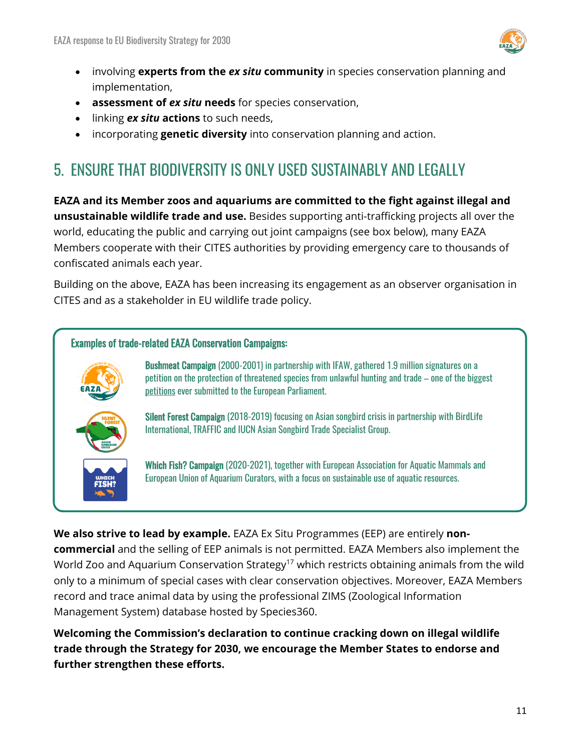- involving **experts from the *ex situ* community** in species conservation planning and implementation,
- **assessment of *ex situ* needs** for species conservation,
- linking ***ex situ* actions** to such needs,
- incorporating **genetic diversity** into conservation planning and action.

## 5. ENSURE THAT BIODIVERSITY IS ONLY USED SUSTAINABLY AND LEGALLY

**EAZA and its Member zoos and aquariums are committed to the fight against illegal and unsustainable wildlife trade and use.** Besides supporting anti-trafficking projects all over the world, educating the public and carrying out joint campaigns (see box below), many EAZA Members cooperate with their CITES authorities by providing emergency care to thousands of confiscated animals each year.

Building on the above, EAZA has been increasing its engagement as an observer organisation in CITES and as a stakeholder in EU wildlife trade policy.

### Examples of trade-related EAZA Conservation Campaigns:

**Bushmeat Campaign** (2000-2001) in partnership with IFAW, gathered 1.9 million signatures on a petition on the protection of threatened species from unlawful hunting and trade – one of the biggest petitions ever submitted to the European Parliament.

**Silent Forest Campaign** (2018-2019) focusing on Asian songbird crisis in partnership with BirdLife International, TRAFFIC and IUCN Asian Songbird Trade Specialist Group.

**Which Fish? Campaign** (2020-2021), together with European Association for Aquatic Mammals and European Union of Aquarium Curators, with a focus on sustainable use of aquatic resources.

**We also strive to lead by example.** EAZA Ex Situ Programmes (EEP) are entirely **non-commercial** and the selling of EEP animals is not permitted. EAZA Members also implement the World Zoo and Aquarium Conservation Strategy[17] which restricts obtaining animals from the wild only to a minimum of special cases with clear conservation objectives. Moreover, EAZA Members record and trace animal data by using the professional ZIMS (Zoological Information Management System) database hosted by Species360.

**Welcoming the Commission's declaration to continue cracking down on illegal wildlife trade through the Strategy for 2030, we encourage the Member States to endorse and further strengthen these efforts.**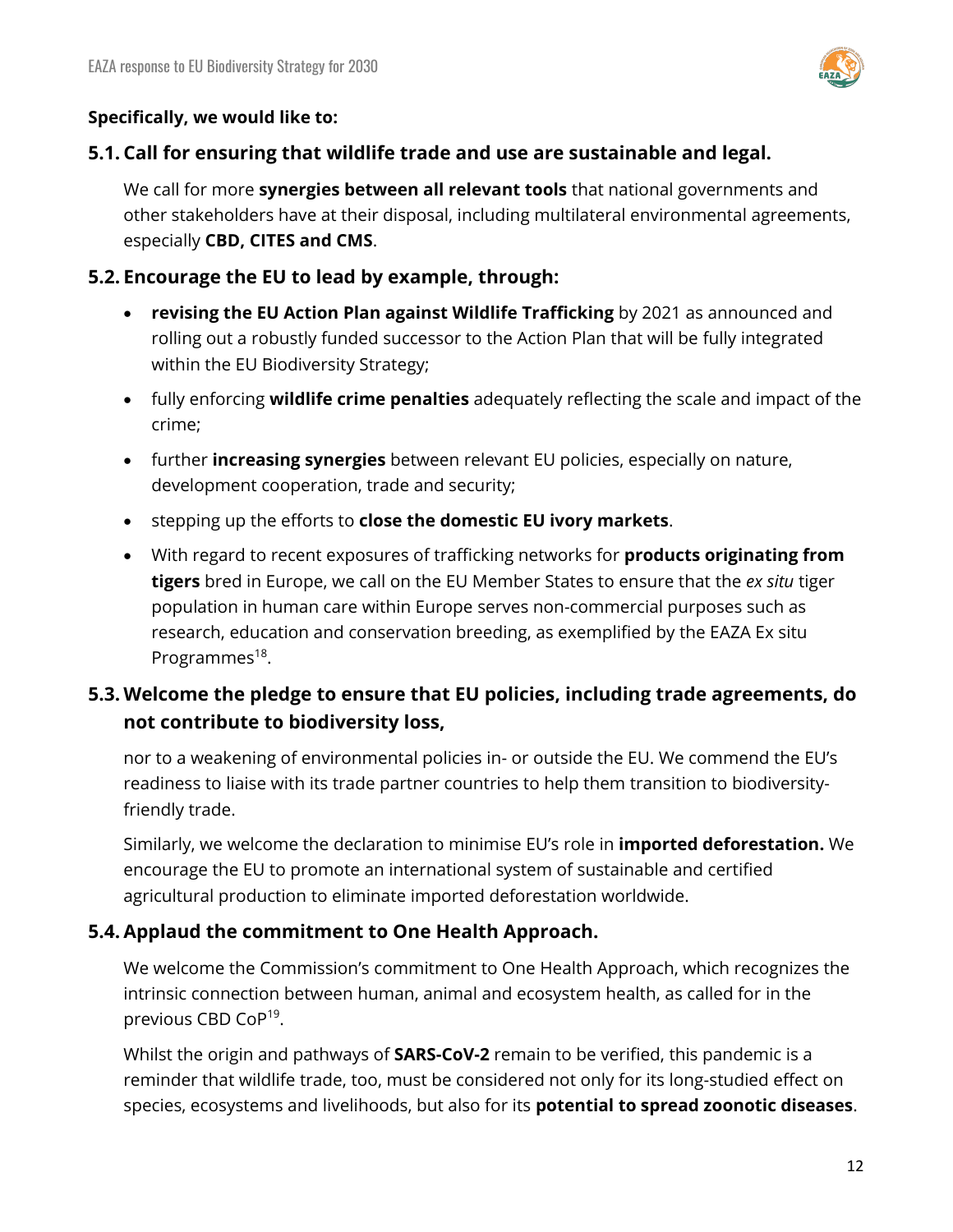**Specifically, we would like to:**

### 5.1. Call for ensuring that wildlife trade and use are sustainable and legal.

We call for more **synergies between all relevant tools** that national governments and other stakeholders have at their disposal, including multilateral environmental agreements, especially **CBD, CITES and CMS**.

### 5.2. Encourage the EU to lead by example, through:

- **revising the EU Action Plan against Wildlife Trafficking** by 2021 as announced and rolling out a robustly funded successor to the Action Plan that will be fully integrated within the EU Biodiversity Strategy;
- fully enforcing **wildlife crime penalties** adequately reflecting the scale and impact of the crime;
- further **increasing synergies** between relevant EU policies, especially on nature, development cooperation, trade and security;
- stepping up the efforts to **close the domestic EU ivory markets**.
- With regard to recent exposures of trafficking networks for **products originating from tigers** bred in Europe, we call on the EU Member States to ensure that the *ex situ* tiger population in human care within Europe serves non-commercial purposes such as research, education and conservation breeding, as exemplified by the EAZA Ex situ Programmes[18].

### 5.3. Welcome the pledge to ensure that EU policies, including trade agreements, do not contribute to biodiversity loss,

nor to a weakening of environmental policies in- or outside the EU. We commend the EU's readiness to liaise with its trade partner countries to help them transition to biodiversity-friendly trade.

Similarly, we welcome the declaration to minimise EU's role in **imported deforestation.** We encourage the EU to promote an international system of sustainable and certified agricultural production to eliminate imported deforestation worldwide.

### 5.4. Applaud the commitment to One Health Approach.

We welcome the Commission's commitment to One Health Approach, which recognizes the intrinsic connection between human, animal and ecosystem health, as called for in the previous CBD CoP[19].

Whilst the origin and pathways of **SARS-CoV-2** remain to be verified, this pandemic is a reminder that wildlife trade, too, must be considered not only for its long-studied effect on species, ecosystems and livelihoods, but also for its **potential to spread zoonotic diseases**.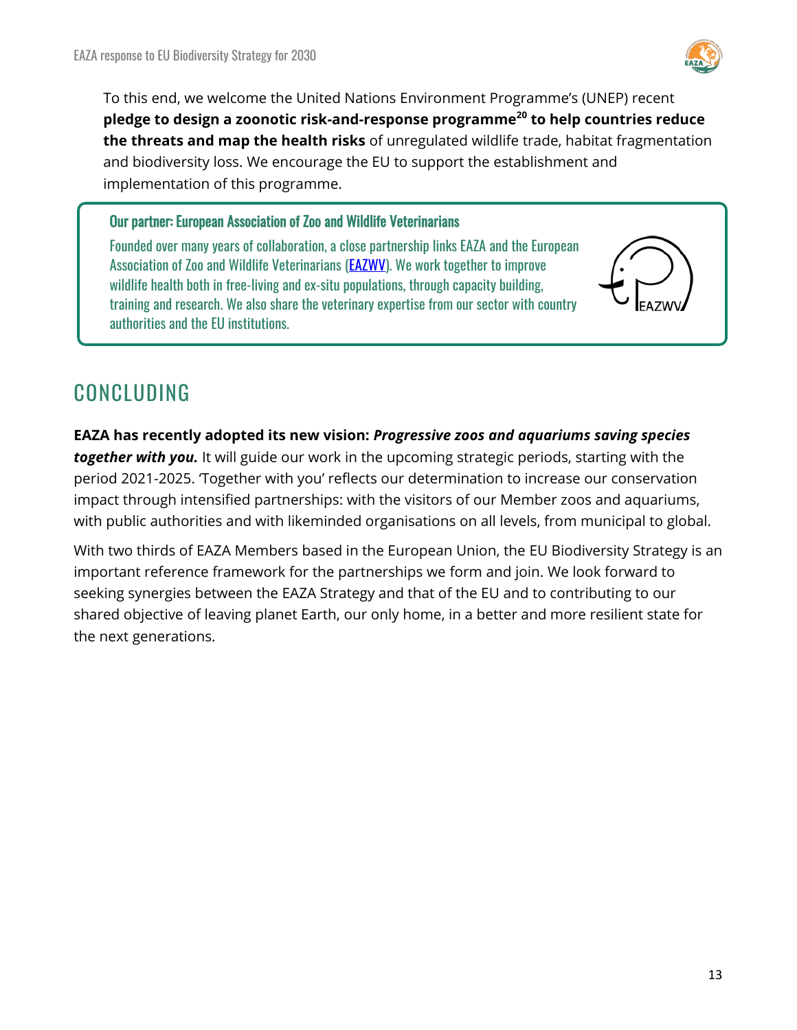To this end, we welcome the United Nations Environment Programme's (UNEP) recent **pledge to design a zoonotic risk-and-response programme[20] to help countries reduce the threats and map the health risks** of unregulated wildlife trade, habitat fragmentation and biodiversity loss. We encourage the EU to support the establishment and implementation of this programme.

> **Our partner: European Association of Zoo and Wildlife Veterinarians**
>
> Founded over many years of collaboration, a close partnership links EAZA and the European Association of Zoo and Wildlife Veterinarians (EAZWV). We work together to improve wildlife health both in free-living and ex-situ populations, through capacity building, training and research. We also share the veterinary expertise from our sector with country authorities and the EU institutions.

## CONCLUDING

**EAZA has recently adopted its new vision: *Progressive zoos and aquariums saving species together with you.*** It will guide our work in the upcoming strategic periods, starting with the period 2021-2025. 'Together with you' reflects our determination to increase our conservation impact through intensified partnerships: with the visitors of our Member zoos and aquariums, with public authorities and with likeminded organisations on all levels, from municipal to global.

With two thirds of EAZA Members based in the European Union, the EU Biodiversity Strategy is an important reference framework for the partnerships we form and join. We look forward to seeking synergies between the EAZA Strategy and that of the EU and to contributing to our shared objective of leaving planet Earth, our only home, in a better and more resilient state for the next generations.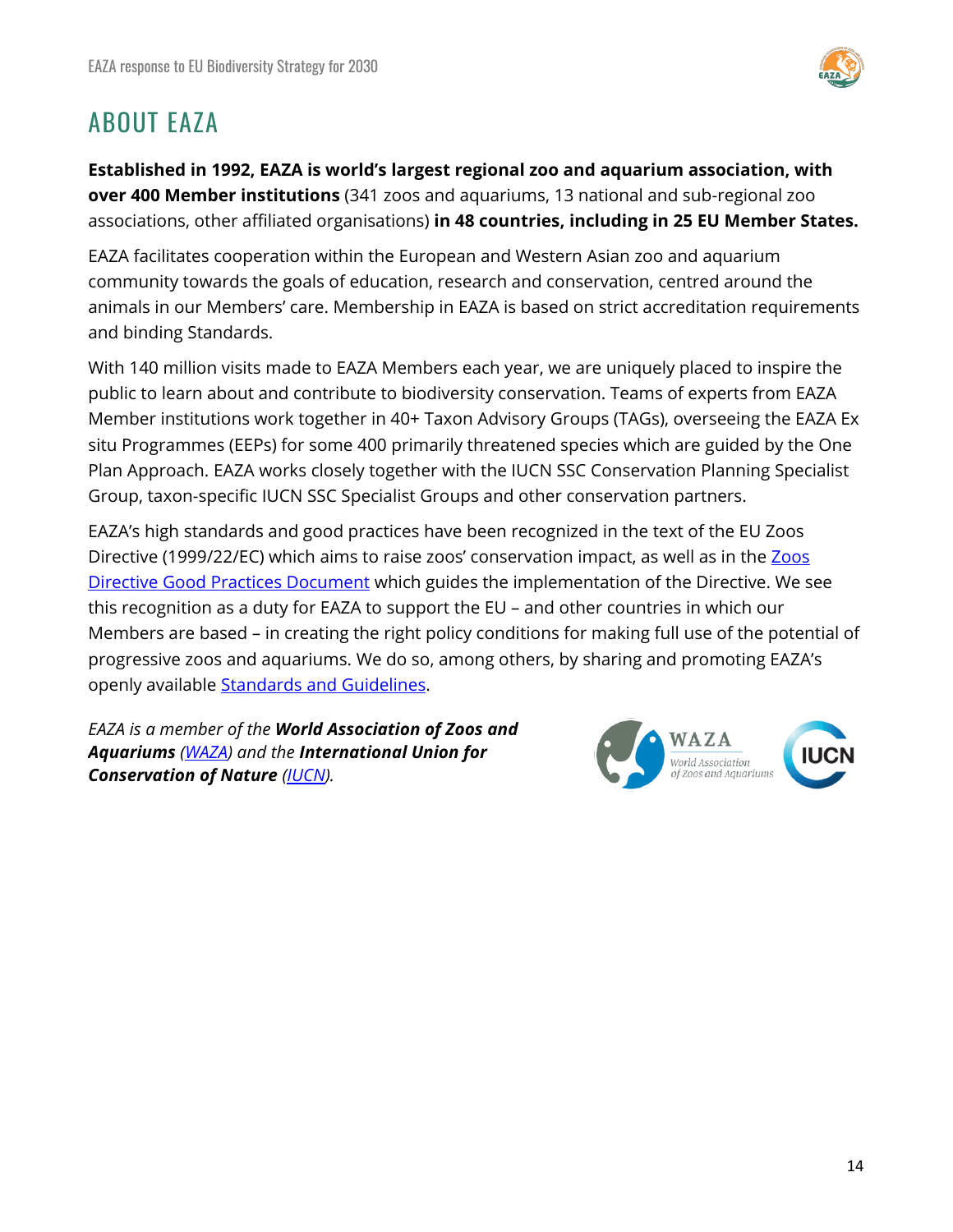# ABOUT EAZA

**Established in 1992, EAZA is world's largest regional zoo and aquarium association, with over 400 Member institutions** (341 zoos and aquariums, 13 national and sub-regional zoo associations, other affiliated organisations) **in 48 countries, including in 25 EU Member States.**

EAZA facilitates cooperation within the European and Western Asian zoo and aquarium community towards the goals of education, research and conservation, centred around the animals in our Members' care. Membership in EAZA is based on strict accreditation requirements and binding Standards.

With 140 million visits made to EAZA Members each year, we are uniquely placed to inspire the public to learn about and contribute to biodiversity conservation. Teams of experts from EAZA Member institutions work together in 40+ Taxon Advisory Groups (TAGs), overseeing the EAZA Ex situ Programmes (EEPs) for some 400 primarily threatened species which are guided by the One Plan Approach. EAZA works closely together with the IUCN SSC Conservation Planning Specialist Group, taxon-specific IUCN SSC Specialist Groups and other conservation partners.

EAZA's high standards and good practices have been recognized in the text of the EU Zoos Directive (1999/22/EC) which aims to raise zoos' conservation impact, as well as in the Zoos Directive Good Practices Document which guides the implementation of the Directive. We see this recognition as a duty for EAZA to support the EU – and other countries in which our Members are based – in creating the right policy conditions for making full use of the potential of progressive zoos and aquariums. We do so, among others, by sharing and promoting EAZA's openly available Standards and Guidelines.

*EAZA is a member of the* ***World Association of Zoos and Aquariums*** *(WAZA) and the* ***International Union for Conservation of Nature*** *(IUCN).*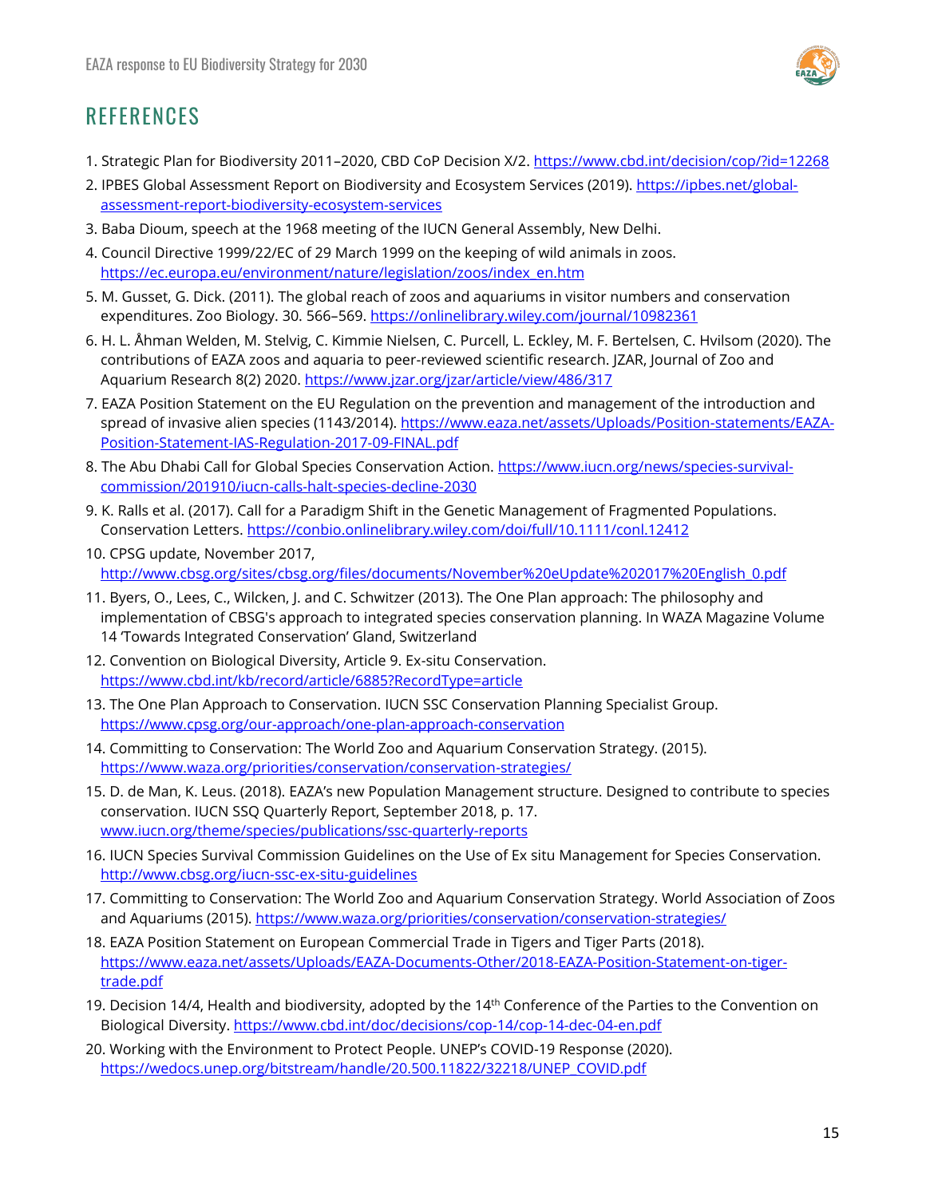## REFERENCES

1. Strategic Plan for Biodiversity 2011–2020, CBD CoP Decision X/2. https://www.cbd.int/decision/cop/?id=12268
2. IPBES Global Assessment Report on Biodiversity and Ecosystem Services (2019). https://ipbes.net/global-assessment-report-biodiversity-ecosystem-services
3. Baba Dioum, speech at the 1968 meeting of the IUCN General Assembly, New Delhi.
4. Council Directive 1999/22/EC of 29 March 1999 on the keeping of wild animals in zoos. https://ec.europa.eu/environment/nature/legislation/zoos/index_en.htm
5. M. Gusset, G. Dick. (2011). The global reach of zoos and aquariums in visitor numbers and conservation expenditures. Zoo Biology. 30. 566–569. https://onlinelibrary.wiley.com/journal/10982361
6. H. L. Åhman Welden, M. Stelvig, C. Kimmie Nielsen, C. Purcell, L. Eckley, M. F. Bertelsen, C. Hvilsom (2020). The contributions of EAZA zoos and aquaria to peer-reviewed scientific research. JZAR, Journal of Zoo and Aquarium Research 8(2) 2020. https://www.jzar.org/jzar/article/view/486/317
7. EAZA Position Statement on the EU Regulation on the prevention and management of the introduction and spread of invasive alien species (1143/2014). https://www.eaza.net/assets/Uploads/Position-statements/EAZA-Position-Statement-IAS-Regulation-2017-09-FINAL.pdf
8. The Abu Dhabi Call for Global Species Conservation Action. https://www.iucn.org/news/species-survival-commission/201910/iucn-calls-halt-species-decline-2030
9. K. Ralls et al. (2017). Call for a Paradigm Shift in the Genetic Management of Fragmented Populations. Conservation Letters. https://conbio.onlinelibrary.wiley.com/doi/full/10.1111/conl.12412
10. CPSG update, November 2017, http://www.cbsg.org/sites/cbsg.org/files/documents/November%20eUpdate%202017%20English_0.pdf
11. Byers, O., Lees, C., Wilcken, J. and C. Schwitzer (2013). The One Plan approach: The philosophy and implementation of CBSG's approach to integrated species conservation planning. In WAZA Magazine Volume 14 'Towards Integrated Conservation' Gland, Switzerland
12. Convention on Biological Diversity, Article 9. Ex-situ Conservation. https://www.cbd.int/kb/record/article/6885?RecordType=article
13. The One Plan Approach to Conservation. IUCN SSC Conservation Planning Specialist Group. https://www.cpsg.org/our-approach/one-plan-approach-conservation
14. Committing to Conservation: The World Zoo and Aquarium Conservation Strategy. (2015). https://www.waza.org/priorities/conservation/conservation-strategies/
15. D. de Man, K. Leus. (2018). EAZA's new Population Management structure. Designed to contribute to species conservation. IUCN SSQ Quarterly Report, September 2018, p. 17. www.iucn.org/theme/species/publications/ssc-quarterly-reports
16. IUCN Species Survival Commission Guidelines on the Use of Ex situ Management for Species Conservation. http://www.cbsg.org/iucn-ssc-ex-situ-guidelines
17. Committing to Conservation: The World Zoo and Aquarium Conservation Strategy. World Association of Zoos and Aquariums (2015). https://www.waza.org/priorities/conservation/conservation-strategies/
18. EAZA Position Statement on European Commercial Trade in Tigers and Tiger Parts (2018). https://www.eaza.net/assets/Uploads/EAZA-Documents-Other/2018-EAZA-Position-Statement-on-tiger-trade.pdf
19. Decision 14/4, Health and biodiversity, adopted by the 14th Conference of the Parties to the Convention on Biological Diversity. https://www.cbd.int/doc/decisions/cop-14/cop-14-dec-04-en.pdf
20. Working with the Environment to Protect People. UNEP's COVID-19 Response (2020). https://wedocs.unep.org/bitstream/handle/20.500.11822/32218/UNEP_COVID.pdf